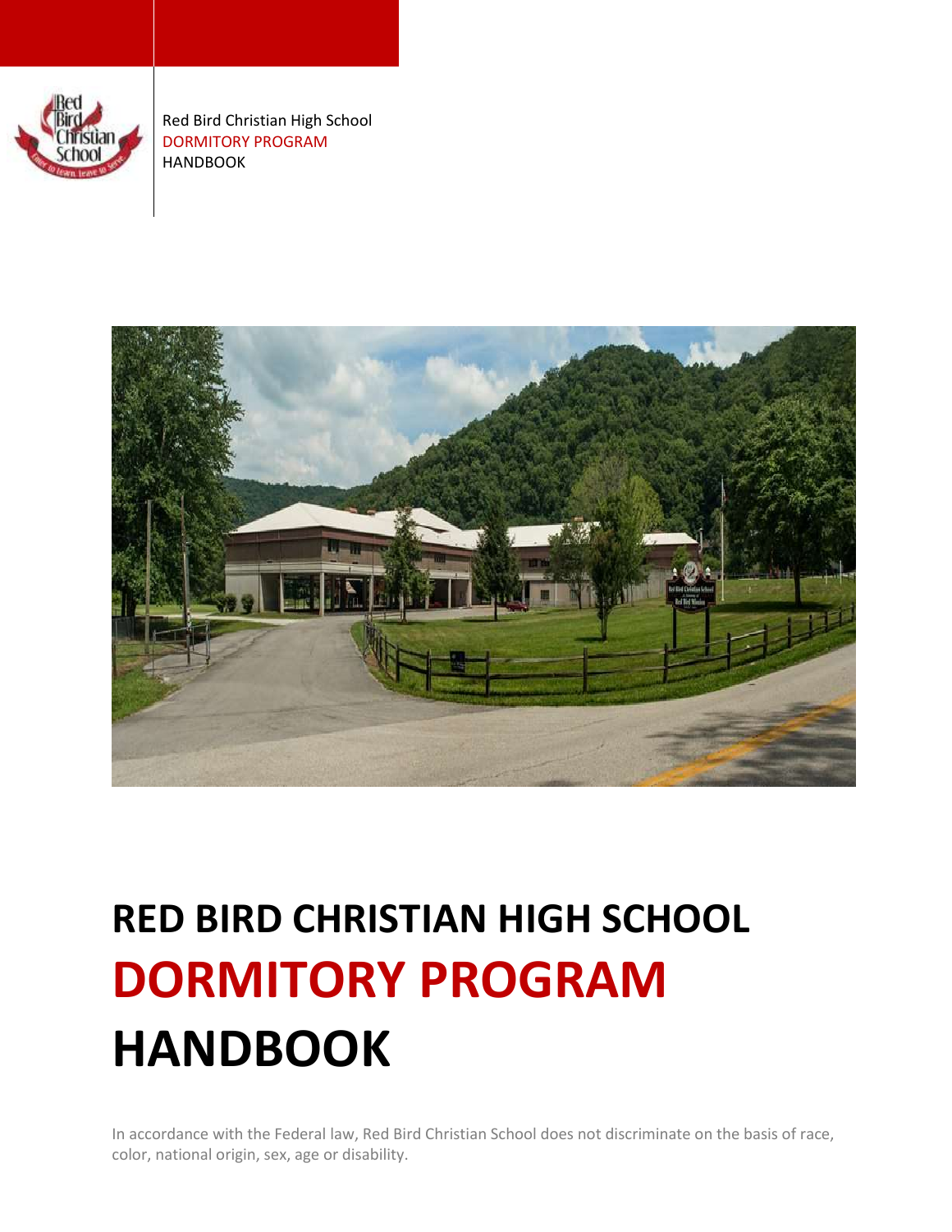Red Bird Christian High School
DORMITORY PROGRAM
HANDBOOK

# RED BIRD CHRISTIAN HIGH SCHOOL
# DORMITORY PROGRAM
# HANDBOOK

In accordance with the Federal law, Red Bird Christian School does not discriminate on the basis of race, color, national origin, sex, age or disability.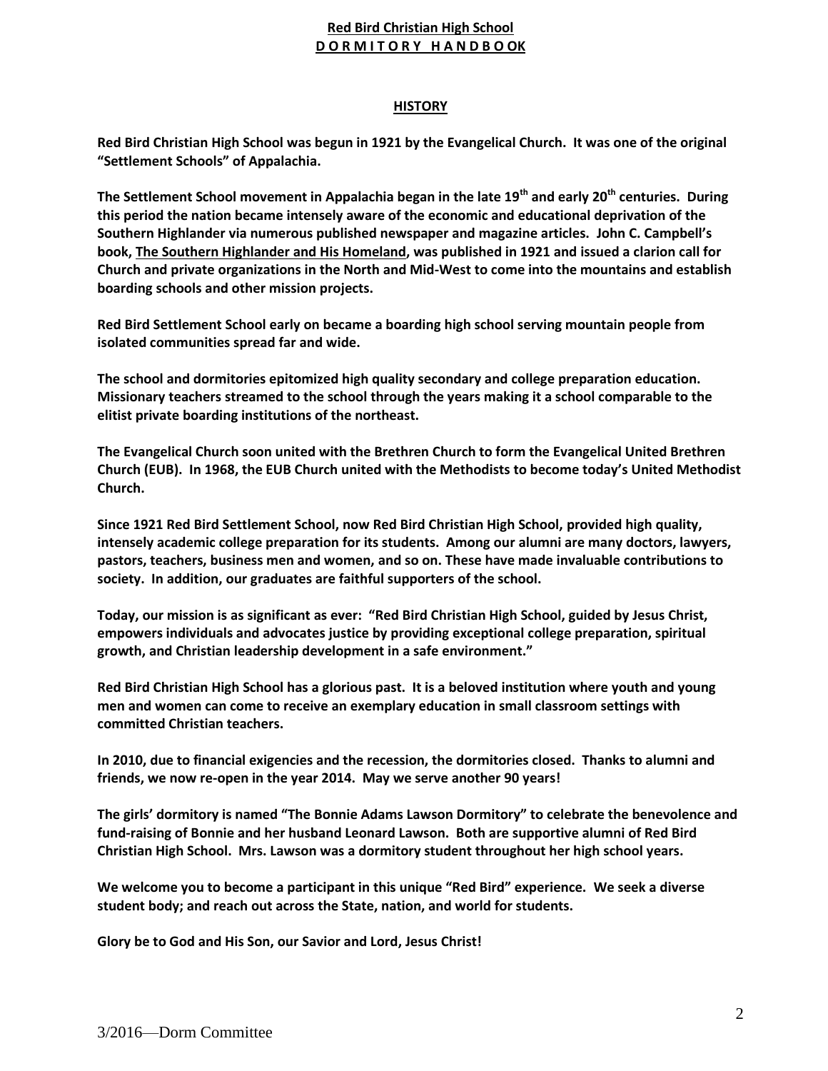**Red Bird Christian High School**
**D O R M I T O R Y   H A N D B O OK**

## HISTORY

**Red Bird Christian High School was begun in 1921 by the Evangelical Church. It was one of the original "Settlement Schools" of Appalachia.**

**The Settlement School movement in Appalachia began in the late 19th and early 20th centuries. During this period the nation became intensely aware of the economic and educational deprivation of the Southern Highlander via numerous published newspaper and magazine articles. John C. Campbell's book, The Southern Highlander and His Homeland, was published in 1921 and issued a clarion call for Church and private organizations in the North and Mid-West to come into the mountains and establish boarding schools and other mission projects.**

**Red Bird Settlement School early on became a boarding high school serving mountain people from isolated communities spread far and wide.**

**The school and dormitories epitomized high quality secondary and college preparation education. Missionary teachers streamed to the school through the years making it a school comparable to the elitist private boarding institutions of the northeast.**

**The Evangelical Church soon united with the Brethren Church to form the Evangelical United Brethren Church (EUB). In 1968, the EUB Church united with the Methodists to become today's United Methodist Church.**

**Since 1921 Red Bird Settlement School, now Red Bird Christian High School, provided high quality, intensely academic college preparation for its students. Among our alumni are many doctors, lawyers, pastors, teachers, business men and women, and so on. These have made invaluable contributions to society. In addition, our graduates are faithful supporters of the school.**

**Today, our mission is as significant as ever: "Red Bird Christian High School, guided by Jesus Christ, empowers individuals and advocates justice by providing exceptional college preparation, spiritual growth, and Christian leadership development in a safe environment."**

**Red Bird Christian High School has a glorious past. It is a beloved institution where youth and young men and women can come to receive an exemplary education in small classroom settings with committed Christian teachers.**

**In 2010, due to financial exigencies and the recession, the dormitories closed. Thanks to alumni and friends, we now re-open in the year 2014. May we serve another 90 years!**

**The girls' dormitory is named "The Bonnie Adams Lawson Dormitory" to celebrate the benevolence and fund-raising of Bonnie and her husband Leonard Lawson. Both are supportive alumni of Red Bird Christian High School. Mrs. Lawson was a dormitory student throughout her high school years.**

**We welcome you to become a participant in this unique "Red Bird" experience. We seek a diverse student body; and reach out across the State, nation, and world for students.**

**Glory be to God and His Son, our Savior and Lord, Jesus Christ!**

3/2016—Dorm Committee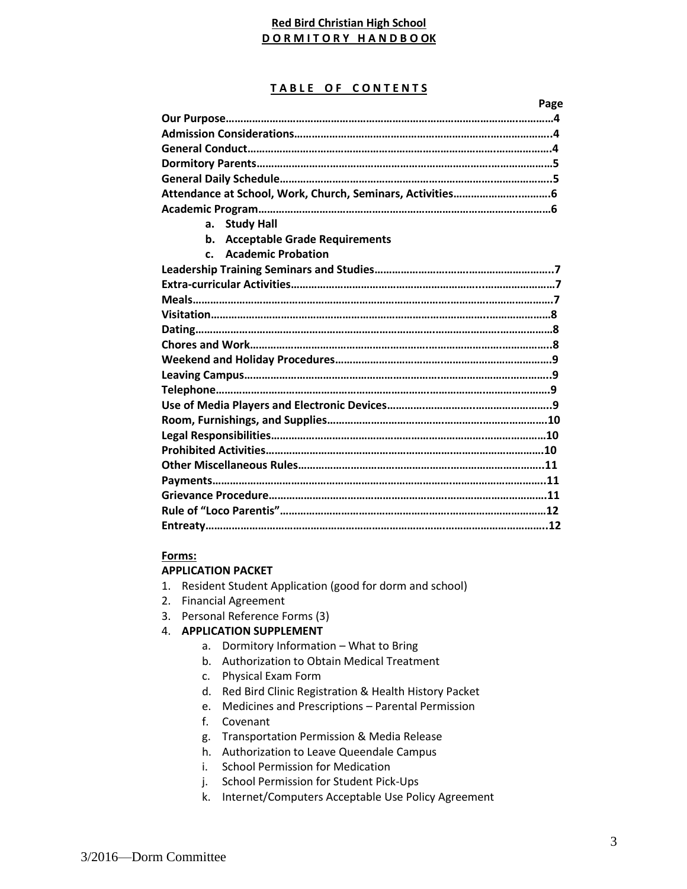**Red Bird Christian High School**

**D O R M I T O R Y H A N D B O OK**

**T A B L E O F C O N T E N T S**

| | Page |
|---|---|
| **Our Purpose** | **4** |
| **Admission Considerations** | **4** |
| **General Conduct** | **4** |
| **Dormitory Parents** | **5** |
| **General Daily Schedule** | **5** |
| **Attendance at School, Work, Church, Seminars, Activities** | **6** |
| **Academic Program** | **6** |
| a. **Study Hall** | |
| b. **Acceptable Grade Requirements** | |
| c. **Academic Probation** | |
| **Leadership Training Seminars and Studies** | **7** |
| **Extra-curricular Activities** | **7** |
| **Meals** | **7** |
| **Visitation** | **8** |
| **Dating** | **8** |
| **Chores and Work** | **8** |
| **Weekend and Holiday Procedures** | **9** |
| **Leaving Campus** | **9** |
| **Telephone** | **9** |
| **Use of Media Players and Electronic Devices** | **9** |
| **Room, Furnishings, and Supplies** | **10** |
| **Legal Responsibilities** | **10** |
| **Prohibited Activities** | **10** |
| **Other Miscellaneous Rules** | **11** |
| **Payments** | **11** |
| **Grievance Procedure** | **11** |
| **Rule of "Loco Parentis"** | **12** |
| **Entreaty** | **12** |

**Forms:**

**APPLICATION PACKET**

1. Resident Student Application (good for dorm and school)
2. Financial Agreement
3. Personal Reference Forms (3)
4. **APPLICATION SUPPLEMENT**
   a. Dormitory Information – What to Bring
   b. Authorization to Obtain Medical Treatment
   c. Physical Exam Form
   d. Red Bird Clinic Registration & Health History Packet
   e. Medicines and Prescriptions – Parental Permission
   f. Covenant
   g. Transportation Permission & Media Release
   h. Authorization to Leave Queendale Campus
   i. School Permission for Medication
   j. School Permission for Student Pick-Ups
   k. Internet/Computers Acceptable Use Policy Agreement

3/2016—Dorm Committee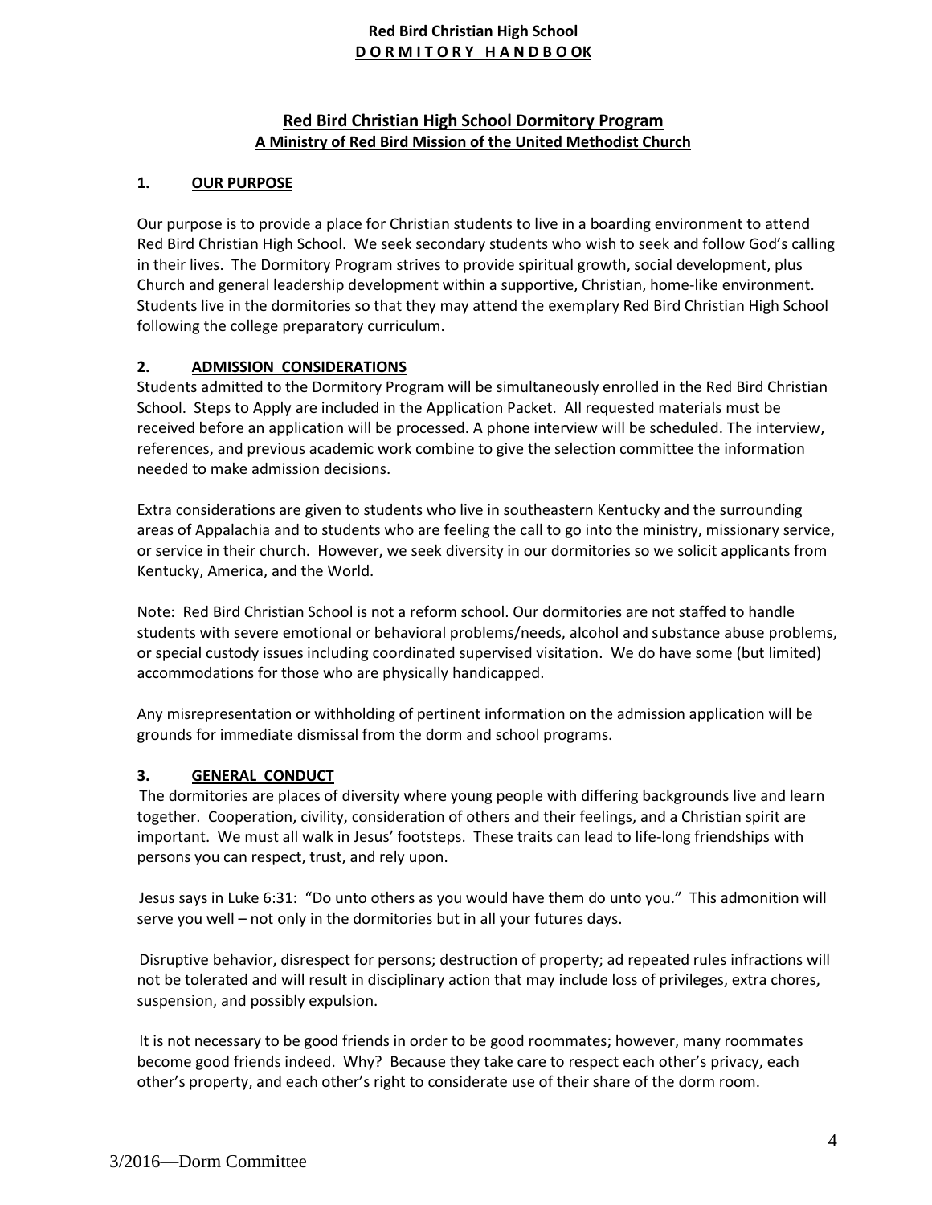## Red Bird Christian High School Dormitory Program

### A Ministry of Red Bird Mission of the United Methodist Church

### 1. OUR PURPOSE

Our purpose is to provide a place for Christian students to live in a boarding environment to attend Red Bird Christian High School. We seek secondary students who wish to seek and follow God's calling in their lives. The Dormitory Program strives to provide spiritual growth, social development, plus Church and general leadership development within a supportive, Christian, home-like environment. Students live in the dormitories so that they may attend the exemplary Red Bird Christian High School following the college preparatory curriculum.

### 2. ADMISSION CONSIDERATIONS

Students admitted to the Dormitory Program will be simultaneously enrolled in the Red Bird Christian School. Steps to Apply are included in the Application Packet. All requested materials must be received before an application will be processed. A phone interview will be scheduled. The interview, references, and previous academic work combine to give the selection committee the information needed to make admission decisions.

Extra considerations are given to students who live in southeastern Kentucky and the surrounding areas of Appalachia and to students who are feeling the call to go into the ministry, missionary service, or service in their church. However, we seek diversity in our dormitories so we solicit applicants from Kentucky, America, and the World.

Note: Red Bird Christian School is not a reform school. Our dormitories are not staffed to handle students with severe emotional or behavioral problems/needs, alcohol and substance abuse problems, or special custody issues including coordinated supervised visitation. We do have some (but limited) accommodations for those who are physically handicapped.

Any misrepresentation or withholding of pertinent information on the admission application will be grounds for immediate dismissal from the dorm and school programs.

### 3. GENERAL CONDUCT

The dormitories are places of diversity where young people with differing backgrounds live and learn together. Cooperation, civility, consideration of others and their feelings, and a Christian spirit are important. We must all walk in Jesus' footsteps. These traits can lead to life-long friendships with persons you can respect, trust, and rely upon.

Jesus says in Luke 6:31: "Do unto others as you would have them do unto you." This admonition will serve you well – not only in the dormitories but in all your futures days.

Disruptive behavior, disrespect for persons; destruction of property; ad repeated rules infractions will not be tolerated and will result in disciplinary action that may include loss of privileges, extra chores, suspension, and possibly expulsion.

It is not necessary to be good friends in order to be good roommates; however, many roommates become good friends indeed. Why? Because they take care to respect each other's privacy, each other's property, and each other's right to considerate use of their share of the dorm room.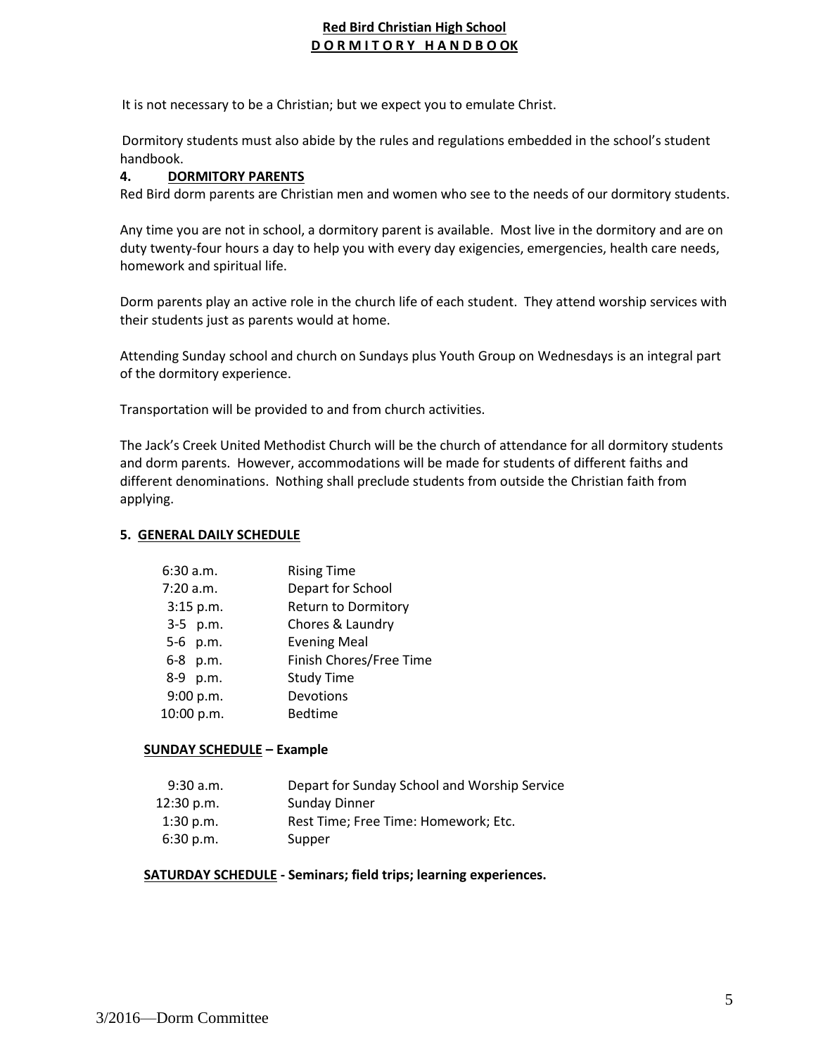It is not necessary to be a Christian; but we expect you to emulate Christ.

Dormitory students must also abide by the rules and regulations embedded in the school's student handbook.

## 4. DORMITORY PARENTS

Red Bird dorm parents are Christian men and women who see to the needs of our dormitory students.

Any time you are not in school, a dormitory parent is available. Most live in the dormitory and are on duty twenty-four hours a day to help you with every day exigencies, emergencies, health care needs, homework and spiritual life.

Dorm parents play an active role in the church life of each student. They attend worship services with their students just as parents would at home.

Attending Sunday school and church on Sundays plus Youth Group on Wednesdays is an integral part of the dormitory experience.

Transportation will be provided to and from church activities.

The Jack's Creek United Methodist Church will be the church of attendance for all dormitory students and dorm parents. However, accommodations will be made for students of different faiths and different denominations. Nothing shall preclude students from outside the Christian faith from applying.

## 5. GENERAL DAILY SCHEDULE

| | |
|---|---|
| 6:30 a.m. | Rising Time |
| 7:20 a.m. | Depart for School |
| 3:15 p.m. | Return to Dormitory |
| 3-5 p.m. | Chores & Laundry |
| 5-6 p.m. | Evening Meal |
| 6-8 p.m. | Finish Chores/Free Time |
| 8-9 p.m. | Study Time |
| 9:00 p.m. | Devotions |
| 10:00 p.m. | Bedtime |

**SUNDAY SCHEDULE – Example**

| | |
|---|---|
| 9:30 a.m. | Depart for Sunday School and Worship Service |
| 12:30 p.m. | Sunday Dinner |
| 1:30 p.m. | Rest Time; Free Time: Homework; Etc. |
| 6:30 p.m. | Supper |

**SATURDAY SCHEDULE - Seminars; field trips; learning experiences.**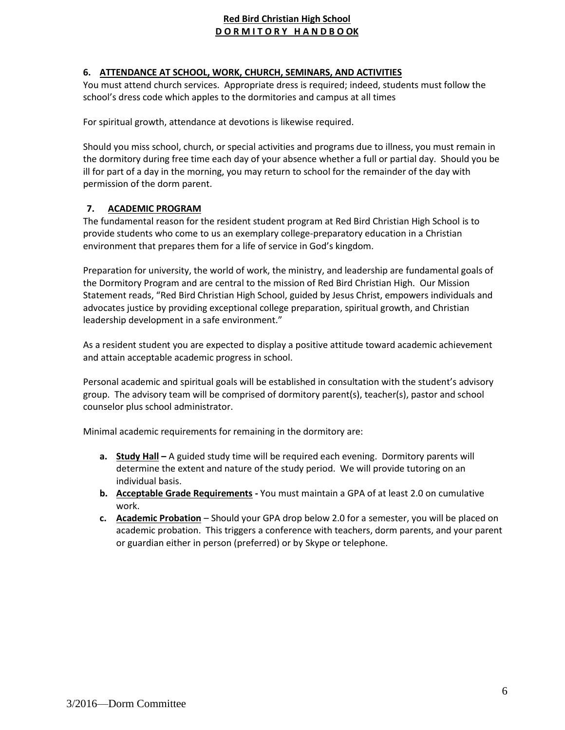## 6. ATTENDANCE AT SCHOOL, WORK, CHURCH, SEMINARS, AND ACTIVITIES

You must attend church services. Appropriate dress is required; indeed, students must follow the school's dress code which apples to the dormitories and campus at all times

For spiritual growth, attendance at devotions is likewise required.

Should you miss school, church, or special activities and programs due to illness, you must remain in the dormitory during free time each day of your absence whether a full or partial day. Should you be ill for part of a day in the morning, you may return to school for the remainder of the day with permission of the dorm parent.

## 7. ACADEMIC PROGRAM

The fundamental reason for the resident student program at Red Bird Christian High School is to provide students who come to us an exemplary college-preparatory education in a Christian environment that prepares them for a life of service in God's kingdom.

Preparation for university, the world of work, the ministry, and leadership are fundamental goals of the Dormitory Program and are central to the mission of Red Bird Christian High. Our Mission Statement reads, "Red Bird Christian High School, guided by Jesus Christ, empowers individuals and advocates justice by providing exceptional college preparation, spiritual growth, and Christian leadership development in a safe environment."

As a resident student you are expected to display a positive attitude toward academic achievement and attain acceptable academic progress in school.

Personal academic and spiritual goals will be established in consultation with the student's advisory group. The advisory team will be comprised of dormitory parent(s), teacher(s), pastor and school counselor plus school administrator.

Minimal academic requirements for remaining in the dormitory are:

a. **Study Hall –** A guided study time will be required each evening. Dormitory parents will determine the extent and nature of the study period. We will provide tutoring on an individual basis.
b. **Acceptable Grade Requirements -** You must maintain a GPA of at least 2.0 on cumulative work.
c. **Academic Probation** – Should your GPA drop below 2.0 for a semester, you will be placed on academic probation. This triggers a conference with teachers, dorm parents, and your parent or guardian either in person (preferred) or by Skype or telephone.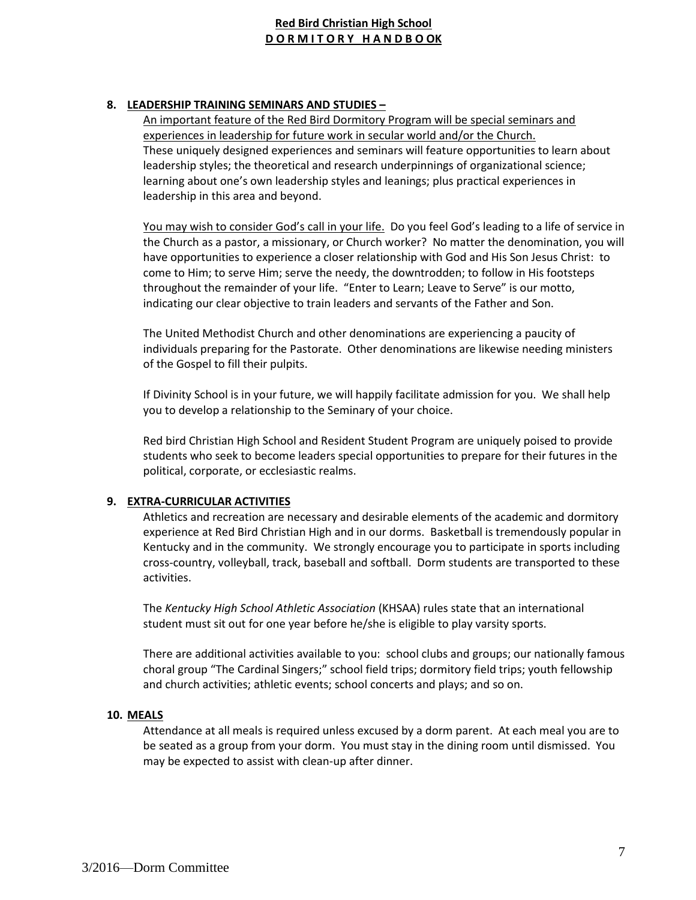**8. LEADERSHIP TRAINING SEMINARS AND STUDIES –**

An important feature of the Red Bird Dormitory Program will be special seminars and experiences in leadership for future work in secular world and/or the Church. These uniquely designed experiences and seminars will feature opportunities to learn about leadership styles; the theoretical and research underpinnings of organizational science; learning about one's own leadership styles and leanings; plus practical experiences in leadership in this area and beyond.

You may wish to consider God's call in your life. Do you feel God's leading to a life of service in the Church as a pastor, a missionary, or Church worker? No matter the denomination, you will have opportunities to experience a closer relationship with God and His Son Jesus Christ: to come to Him; to serve Him; serve the needy, the downtrodden; to follow in His footsteps throughout the remainder of your life. "Enter to Learn; Leave to Serve" is our motto, indicating our clear objective to train leaders and servants of the Father and Son.

The United Methodist Church and other denominations are experiencing a paucity of individuals preparing for the Pastorate. Other denominations are likewise needing ministers of the Gospel to fill their pulpits.

If Divinity School is in your future, we will happily facilitate admission for you. We shall help you to develop a relationship to the Seminary of your choice.

Red bird Christian High School and Resident Student Program are uniquely poised to provide students who seek to become leaders special opportunities to prepare for their futures in the political, corporate, or ecclesiastic realms.

**9. EXTRA-CURRICULAR ACTIVITIES**

Athletics and recreation are necessary and desirable elements of the academic and dormitory experience at Red Bird Christian High and in our dorms. Basketball is tremendously popular in Kentucky and in the community. We strongly encourage you to participate in sports including cross-country, volleyball, track, baseball and softball. Dorm students are transported to these activities.

The *Kentucky High School Athletic Association* (KHSAA) rules state that an international student must sit out for one year before he/she is eligible to play varsity sports.

There are additional activities available to you: school clubs and groups; our nationally famous choral group "The Cardinal Singers;" school field trips; dormitory field trips; youth fellowship and church activities; athletic events; school concerts and plays; and so on.

**10. MEALS**

Attendance at all meals is required unless excused by a dorm parent. At each meal you are to be seated as a group from your dorm. You must stay in the dining room until dismissed. You may be expected to assist with clean-up after dinner.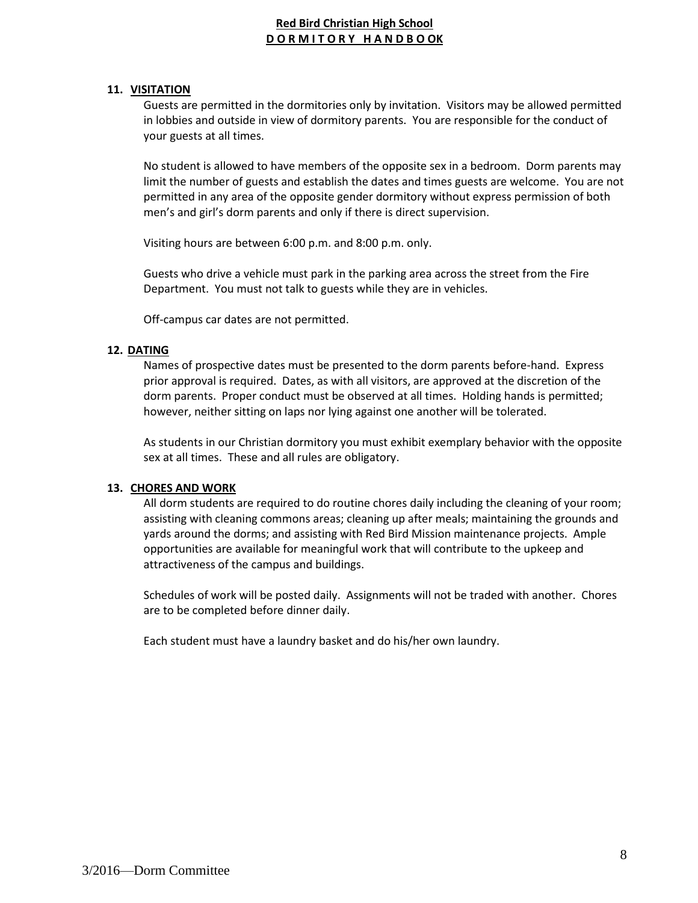## 11. VISITATION

Guests are permitted in the dormitories only by invitation. Visitors may be allowed permitted in lobbies and outside in view of dormitory parents. You are responsible for the conduct of your guests at all times.

No student is allowed to have members of the opposite sex in a bedroom. Dorm parents may limit the number of guests and establish the dates and times guests are welcome. You are not permitted in any area of the opposite gender dormitory without express permission of both men's and girl's dorm parents and only if there is direct supervision.

Visiting hours are between 6:00 p.m. and 8:00 p.m. only.

Guests who drive a vehicle must park in the parking area across the street from the Fire Department. You must not talk to guests while they are in vehicles.

Off-campus car dates are not permitted.

## 12. DATING

Names of prospective dates must be presented to the dorm parents before-hand. Express prior approval is required. Dates, as with all visitors, are approved at the discretion of the dorm parents. Proper conduct must be observed at all times. Holding hands is permitted; however, neither sitting on laps nor lying against one another will be tolerated.

As students in our Christian dormitory you must exhibit exemplary behavior with the opposite sex at all times. These and all rules are obligatory.

## 13. CHORES AND WORK

All dorm students are required to do routine chores daily including the cleaning of your room; assisting with cleaning commons areas; cleaning up after meals; maintaining the grounds and yards around the dorms; and assisting with Red Bird Mission maintenance projects. Ample opportunities are available for meaningful work that will contribute to the upkeep and attractiveness of the campus and buildings.

Schedules of work will be posted daily. Assignments will not be traded with another. Chores are to be completed before dinner daily.

Each student must have a laundry basket and do his/her own laundry.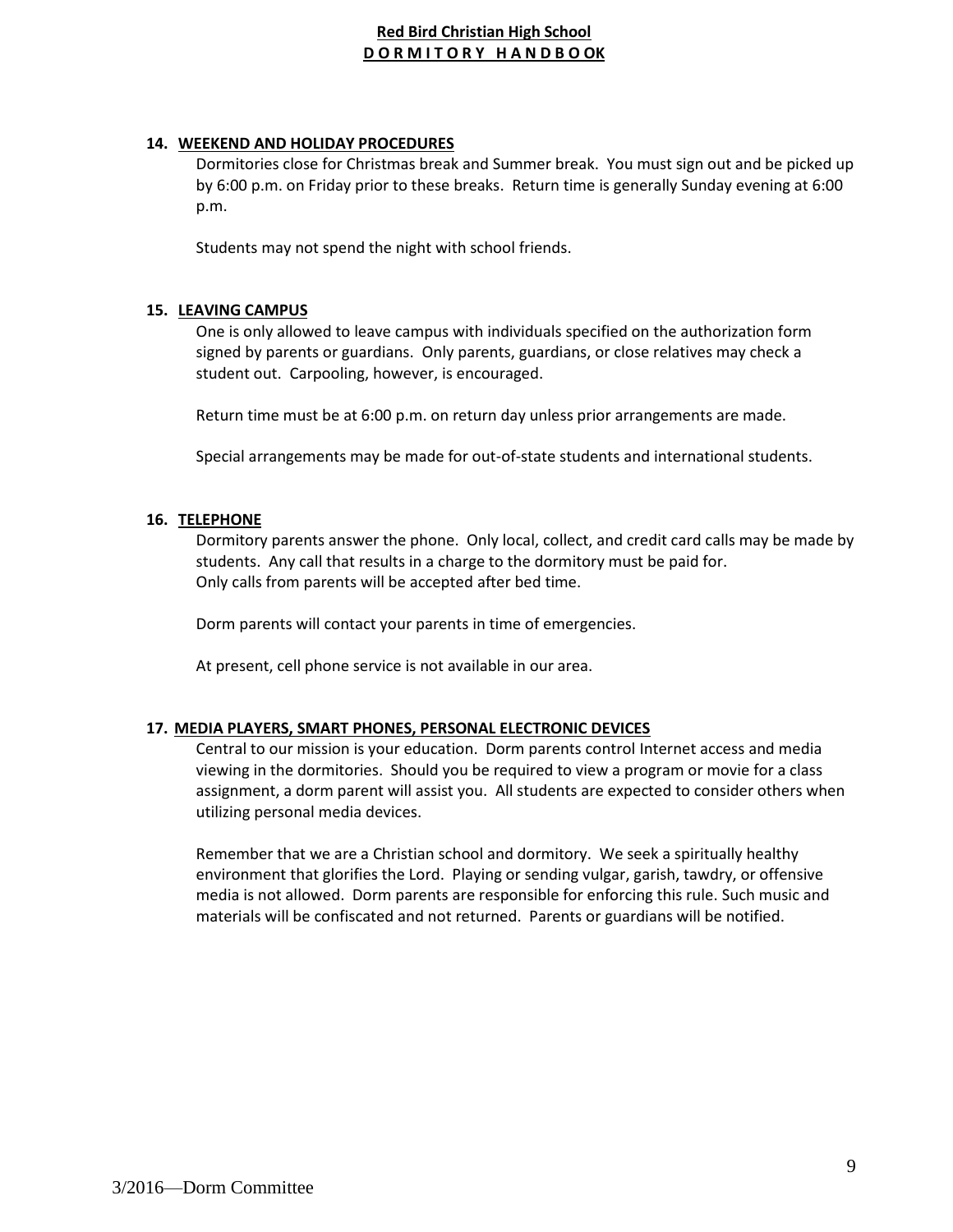## 14. WEEKEND AND HOLIDAY PROCEDURES

Dormitories close for Christmas break and Summer break. You must sign out and be picked up by 6:00 p.m. on Friday prior to these breaks. Return time is generally Sunday evening at 6:00 p.m.

Students may not spend the night with school friends.

## 15. LEAVING CAMPUS

One is only allowed to leave campus with individuals specified on the authorization form signed by parents or guardians. Only parents, guardians, or close relatives may check a student out. Carpooling, however, is encouraged.

Return time must be at 6:00 p.m. on return day unless prior arrangements are made.

Special arrangements may be made for out-of-state students and international students.

## 16. TELEPHONE

Dormitory parents answer the phone. Only local, collect, and credit card calls may be made by students. Any call that results in a charge to the dormitory must be paid for.
Only calls from parents will be accepted after bed time.

Dorm parents will contact your parents in time of emergencies.

At present, cell phone service is not available in our area.

## 17. MEDIA PLAYERS, SMART PHONES, PERSONAL ELECTRONIC DEVICES

Central to our mission is your education. Dorm parents control Internet access and media viewing in the dormitories. Should you be required to view a program or movie for a class assignment, a dorm parent will assist you. All students are expected to consider others when utilizing personal media devices.

Remember that we are a Christian school and dormitory. We seek a spiritually healthy environment that glorifies the Lord. Playing or sending vulgar, garish, tawdry, or offensive media is not allowed. Dorm parents are responsible for enforcing this rule. Such music and materials will be confiscated and not returned. Parents or guardians will be notified.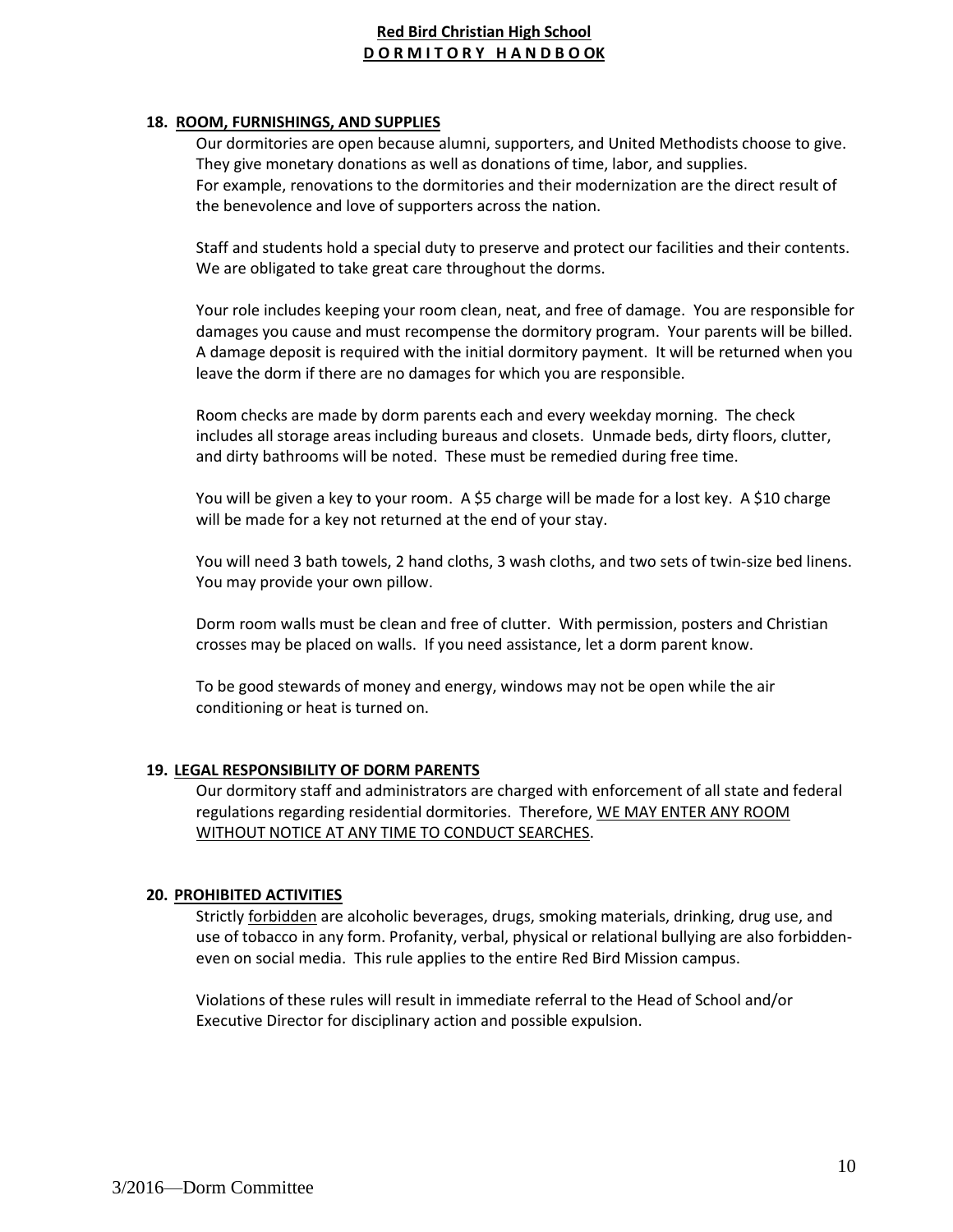## 18. ROOM, FURNISHINGS, AND SUPPLIES

Our dormitories are open because alumni, supporters, and United Methodists choose to give. They give monetary donations as well as donations of time, labor, and supplies. For example, renovations to the dormitories and their modernization are the direct result of the benevolence and love of supporters across the nation.

Staff and students hold a special duty to preserve and protect our facilities and their contents. We are obligated to take great care throughout the dorms.

Your role includes keeping your room clean, neat, and free of damage. You are responsible for damages you cause and must recompense the dormitory program. Your parents will be billed. A damage deposit is required with the initial dormitory payment. It will be returned when you leave the dorm if there are no damages for which you are responsible.

Room checks are made by dorm parents each and every weekday morning. The check includes all storage areas including bureaus and closets. Unmade beds, dirty floors, clutter, and dirty bathrooms will be noted. These must be remedied during free time.

You will be given a key to your room. A $5 charge will be made for a lost key. A $10 charge will be made for a key not returned at the end of your stay.

You will need 3 bath towels, 2 hand cloths, 3 wash cloths, and two sets of twin-size bed linens. You may provide your own pillow.

Dorm room walls must be clean and free of clutter. With permission, posters and Christian crosses may be placed on walls. If you need assistance, let a dorm parent know.

To be good stewards of money and energy, windows may not be open while the air conditioning or heat is turned on.

## 19. LEGAL RESPONSIBILITY OF DORM PARENTS

Our dormitory staff and administrators are charged with enforcement of all state and federal regulations regarding residential dormitories. Therefore, WE MAY ENTER ANY ROOM WITHOUT NOTICE AT ANY TIME TO CONDUCT SEARCHES.

## 20. PROHIBITED ACTIVITIES

Strictly forbidden are alcoholic beverages, drugs, smoking materials, drinking, drug use, and use of tobacco in any form. Profanity, verbal, physical or relational bullying are also forbidden- even on social media. This rule applies to the entire Red Bird Mission campus.

Violations of these rules will result in immediate referral to the Head of School and/or Executive Director for disciplinary action and possible expulsion.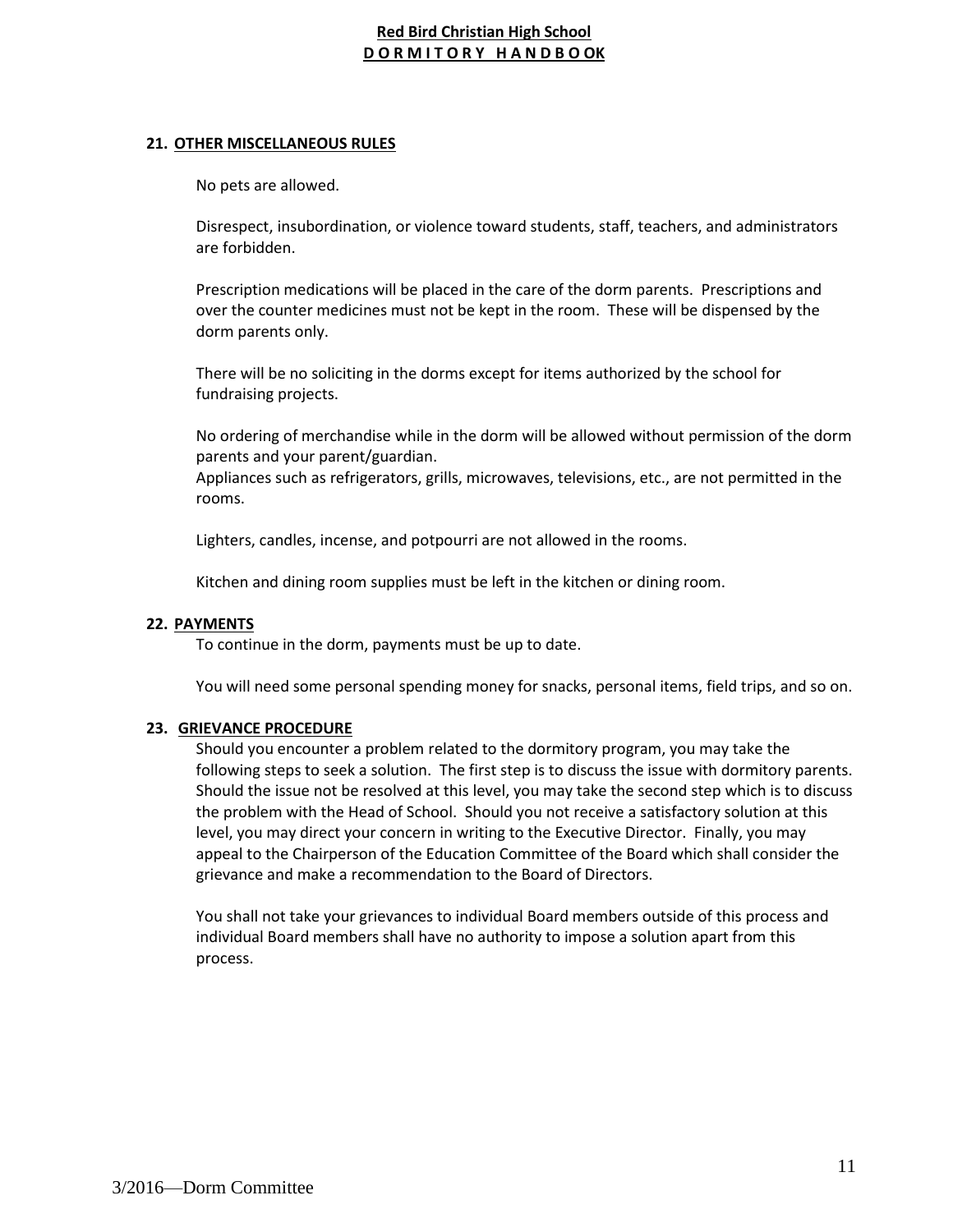## 21. OTHER MISCELLANEOUS RULES

No pets are allowed.

Disrespect, insubordination, or violence toward students, staff, teachers, and administrators are forbidden.

Prescription medications will be placed in the care of the dorm parents. Prescriptions and over the counter medicines must not be kept in the room. These will be dispensed by the dorm parents only.

There will be no soliciting in the dorms except for items authorized by the school for fundraising projects.

No ordering of merchandise while in the dorm will be allowed without permission of the dorm parents and your parent/guardian.
Appliances such as refrigerators, grills, microwaves, televisions, etc., are not permitted in the rooms.

Lighters, candles, incense, and potpourri are not allowed in the rooms.

Kitchen and dining room supplies must be left in the kitchen or dining room.

## 22. PAYMENTS

To continue in the dorm, payments must be up to date.

You will need some personal spending money for snacks, personal items, field trips, and so on.

## 23. GRIEVANCE PROCEDURE

Should you encounter a problem related to the dormitory program, you may take the following steps to seek a solution. The first step is to discuss the issue with dormitory parents. Should the issue not be resolved at this level, you may take the second step which is to discuss the problem with the Head of School. Should you not receive a satisfactory solution at this level, you may direct your concern in writing to the Executive Director. Finally, you may appeal to the Chairperson of the Education Committee of the Board which shall consider the grievance and make a recommendation to the Board of Directors.

You shall not take your grievances to individual Board members outside of this process and individual Board members shall have no authority to impose a solution apart from this process.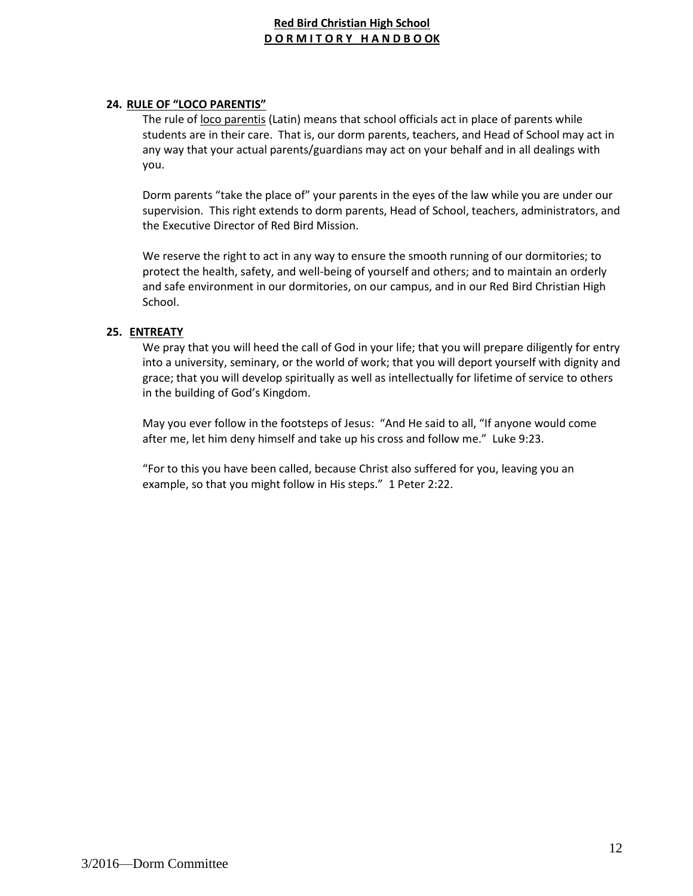**24. RULE OF "LOCO PARENTIS"**

The rule of loco parentis (Latin) means that school officials act in place of parents while students are in their care. That is, our dorm parents, teachers, and Head of School may act in any way that your actual parents/guardians may act on your behalf and in all dealings with you.

Dorm parents "take the place of" your parents in the eyes of the law while you are under our supervision. This right extends to dorm parents, Head of School, teachers, administrators, and the Executive Director of Red Bird Mission.

We reserve the right to act in any way to ensure the smooth running of our dormitories; to protect the health, safety, and well-being of yourself and others; and to maintain an orderly and safe environment in our dormitories, on our campus, and in our Red Bird Christian High School.

**25. ENTREATY**

We pray that you will heed the call of God in your life; that you will prepare diligently for entry into a university, seminary, or the world of work; that you will deport yourself with dignity and grace; that you will develop spiritually as well as intellectually for lifetime of service to others in the building of God's Kingdom.

May you ever follow in the footsteps of Jesus: "And He said to all, "If anyone would come after me, let him deny himself and take up his cross and follow me." Luke 9:23.

"For to this you have been called, because Christ also suffered for you, leaving you an example, so that you might follow in His steps." 1 Peter 2:22.

3/2016—Dorm Committee